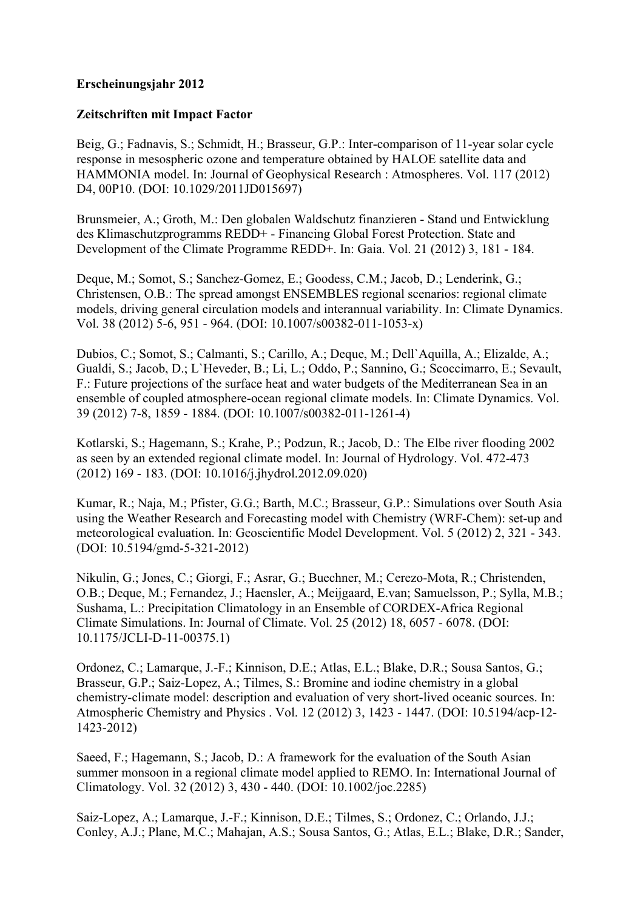**Erscheinungsjahr 2012**

**Zeitschriften mit Impact Factor**

Beig, G.; Fadnavis, S.; Schmidt, H.; Brasseur, G.P.: Inter-comparison of 11-year solar cycle response in mesospheric ozone and temperature obtained by HALOE satellite data and HAMMONIA model. In: Journal of Geophysical Research : Atmospheres. Vol. 117 (2012) D4, 00P10. (DOI: 10.1029/2011JD015697)

Brunsmeier, A.; Groth, M.: Den globalen Waldschutz finanzieren - Stand und Entwicklung des Klimaschutzprogramms REDD+ - Financing Global Forest Protection. State and Development of the Climate Programme REDD+. In: Gaia. Vol. 21 (2012) 3, 181 - 184.

Deque, M.; Somot, S.; Sanchez-Gomez, E.; Goodess, C.M.; Jacob, D.; Lenderink, G.; Christensen, O.B.: The spread amongst ENSEMBLES regional scenarios: regional climate models, driving general circulation models and interannual variability. In: Climate Dynamics. Vol. 38 (2012) 5-6, 951 - 964. (DOI: 10.1007/s00382-011-1053-x)

Dubios, C.; Somot, S.; Calmanti, S.; Carillo, A.; Deque, M.; Dell`Aquilla, A.; Elizalde, A.; Gualdi, S.; Jacob, D.; L`Heveder, B.; Li, L.; Oddo, P.; Sannino, G.; Scoccimarro, E.; Sevault, F.: Future projections of the surface heat and water budgets of the Mediterranean Sea in an ensemble of coupled atmosphere-ocean regional climate models. In: Climate Dynamics. Vol. 39 (2012) 7-8, 1859 - 1884. (DOI: 10.1007/s00382-011-1261-4)

Kotlarski, S.; Hagemann, S.; Krahe, P.; Podzun, R.; Jacob, D.: The Elbe river flooding 2002 as seen by an extended regional climate model. In: Journal of Hydrology. Vol. 472-473 (2012) 169 - 183. (DOI: 10.1016/j.jhydrol.2012.09.020)

Kumar, R.; Naja, M.; Pfister, G.G.; Barth, M.C.; Brasseur, G.P.: Simulations over South Asia using the Weather Research and Forecasting model with Chemistry (WRF-Chem): set-up and meteorological evaluation. In: Geoscientific Model Development. Vol. 5 (2012) 2, 321 - 343. (DOI: 10.5194/gmd-5-321-2012)

Nikulin, G.; Jones, C.; Giorgi, F.; Asrar, G.; Buechner, M.; Cerezo-Mota, R.; Christenden, O.B.; Deque, M.; Fernandez, J.; Haensler, A.; Meijgaard, E.van; Samuelsson, P.; Sylla, M.B.; Sushama, L.: Precipitation Climatology in an Ensemble of CORDEX-Africa Regional Climate Simulations. In: Journal of Climate. Vol. 25 (2012) 18, 6057 - 6078. (DOI: 10.1175/JCLI-D-11-00375.1)

Ordonez, C.; Lamarque, J.-F.; Kinnison, D.E.; Atlas, E.L.; Blake, D.R.; Sousa Santos, G.; Brasseur, G.P.; Saiz-Lopez, A.; Tilmes, S.: Bromine and iodine chemistry in a global chemistry-climate model: description and evaluation of very short-lived oceanic sources. In: Atmospheric Chemistry and Physics . Vol. 12 (2012) 3, 1423 - 1447. (DOI: 10.5194/acp-12-1423-2012)

Saeed, F.; Hagemann, S.; Jacob, D.: A framework for the evaluation of the South Asian summer monsoon in a regional climate model applied to REMO. In: International Journal of Climatology. Vol. 32 (2012) 3, 430 - 440. (DOI: 10.1002/joc.2285)

Saiz-Lopez, A.; Lamarque, J.-F.; Kinnison, D.E.; Tilmes, S.; Ordonez, C.; Orlando, J.J.; Conley, A.J.; Plane, M.C.; Mahajan, A.S.; Sousa Santos, G.; Atlas, E.L.; Blake, D.R.; Sander,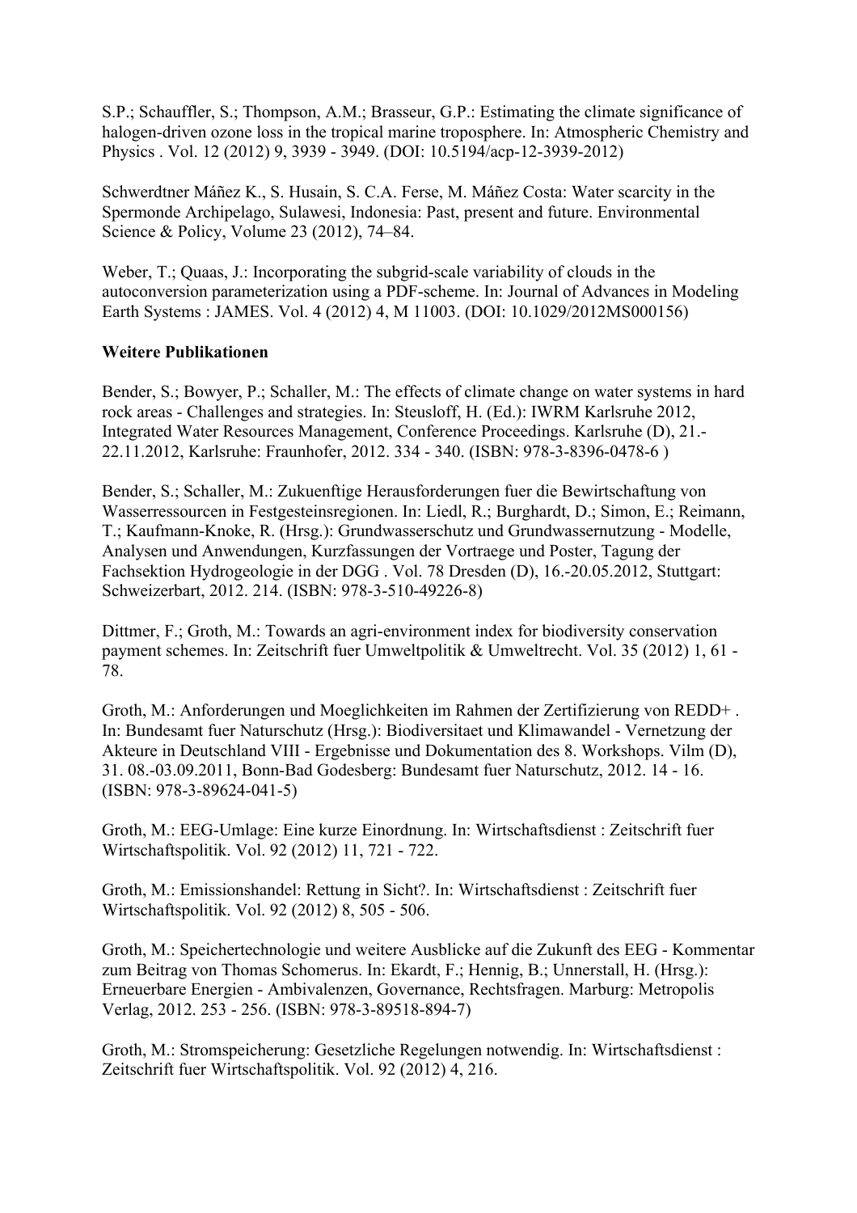S.P.; Schauffler, S.; Thompson, A.M.; Brasseur, G.P.: Estimating the climate significance of halogen-driven ozone loss in the tropical marine troposphere. In: Atmospheric Chemistry and Physics . Vol. 12 (2012) 9, 3939 - 3949. (DOI: 10.5194/acp-12-3939-2012)

Schwerdtner Máñez K., S. Husain, S. C.A. Ferse, M. Máñez Costa: Water scarcity in the Spermonde Archipelago, Sulawesi, Indonesia: Past, present and future. Environmental Science & Policy, Volume 23 (2012), 74–84.

Weber, T.; Quaas, J.: Incorporating the subgrid-scale variability of clouds in the autoconversion parameterization using a PDF-scheme. In: Journal of Advances in Modeling Earth Systems : JAMES. Vol. 4 (2012) 4, M 11003. (DOI: 10.1029/2012MS000156)

**Weitere Publikationen**

Bender, S.; Bowyer, P.; Schaller, M.: The effects of climate change on water systems in hard rock areas - Challenges and strategies. In: Steusloff, H. (Ed.): IWRM Karlsruhe 2012, Integrated Water Resources Management, Conference Proceedings. Karlsruhe (D), 21.-22.11.2012, Karlsruhe: Fraunhofer, 2012. 334 - 340. (ISBN: 978-3-8396-0478-6 )

Bender, S.; Schaller, M.: Zukuenftige Herausforderungen fuer die Bewirtschaftung von Wasserressourcen in Festgesteinsregionen. In: Liedl, R.; Burghardt, D.; Simon, E.; Reimann, T.; Kaufmann-Knoke, R. (Hrsg.): Grundwasserschutz und Grundwassernutzung - Modelle, Analysen und Anwendungen, Kurzfassungen der Vortraege und Poster, Tagung der Fachsektion Hydrogeologie in der DGG . Vol. 78 Dresden (D), 16.-20.05.2012, Stuttgart: Schweizerbart, 2012. 214. (ISBN: 978-3-510-49226-8)

Dittmer, F.; Groth, M.: Towards an agri-environment index for biodiversity conservation payment schemes. In: Zeitschrift fuer Umweltpolitik & Umweltrecht. Vol. 35 (2012) 1, 61 - 78.

Groth, M.: Anforderungen und Moeglichkeiten im Rahmen der Zertifizierung von REDD+ . In: Bundesamt fuer Naturschutz (Hrsg.): Biodiversitaet und Klimawandel - Vernetzung der Akteure in Deutschland VIII - Ergebnisse und Dokumentation des 8. Workshops. Vilm (D), 31. 08.-03.09.2011, Bonn-Bad Godesberg: Bundesamt fuer Naturschutz, 2012. 14 - 16. (ISBN: 978-3-89624-041-5)

Groth, M.: EEG-Umlage: Eine kurze Einordnung. In: Wirtschaftsdienst : Zeitschrift fuer Wirtschaftspolitik. Vol. 92 (2012) 11, 721 - 722.

Groth, M.: Emissionshandel: Rettung in Sicht?. In: Wirtschaftsdienst : Zeitschrift fuer Wirtschaftspolitik. Vol. 92 (2012) 8, 505 - 506.

Groth, M.: Speichertechnologie und weitere Ausblicke auf die Zukunft des EEG - Kommentar zum Beitrag von Thomas Schomerus. In: Ekardt, F.; Hennig, B.; Unnerstall, H. (Hrsg.): Erneuerbare Energien - Ambivalenzen, Governance, Rechtsfragen. Marburg: Metropolis Verlag, 2012. 253 - 256. (ISBN: 978-3-89518-894-7)

Groth, M.: Stromspeicherung: Gesetzliche Regelungen notwendig. In: Wirtschaftsdienst : Zeitschrift fuer Wirtschaftspolitik. Vol. 92 (2012) 4, 216.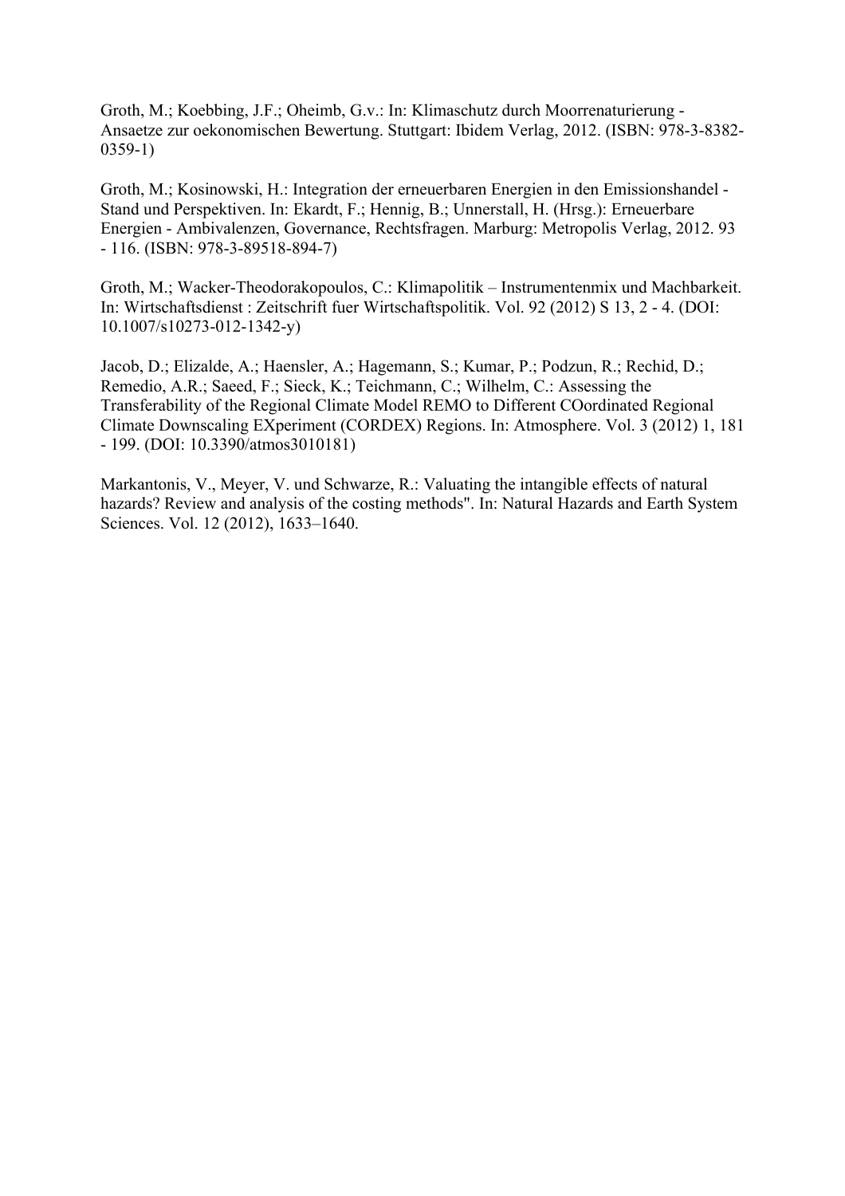Groth, M.; Koebbing, J.F.; Oheimb, G.v.: In: Klimaschutz durch Moorrenaturierung - Ansaetze zur oekonomischen Bewertung. Stuttgart: Ibidem Verlag, 2012. (ISBN: 978-3-8382-0359-1)

Groth, M.; Kosinowski, H.: Integration der erneuerbaren Energien in den Emissionshandel - Stand und Perspektiven. In: Ekardt, F.; Hennig, B.; Unnerstall, H. (Hrsg.): Erneuerbare Energien - Ambivalenzen, Governance, Rechtsfragen. Marburg: Metropolis Verlag, 2012. 93 - 116. (ISBN: 978-3-89518-894-7)

Groth, M.; Wacker-Theodorakopoulos, C.: Klimapolitik – Instrumentenmix und Machbarkeit. In: Wirtschaftsdienst : Zeitschrift fuer Wirtschaftspolitik. Vol. 92 (2012) S 13, 2 - 4. (DOI: 10.1007/s10273-012-1342-y)

Jacob, D.; Elizalde, A.; Haensler, A.; Hagemann, S.; Kumar, P.; Podzun, R.; Rechid, D.; Remedio, A.R.; Saeed, F.; Sieck, K.; Teichmann, C.; Wilhelm, C.: Assessing the Transferability of the Regional Climate Model REMO to Different COordinated Regional Climate Downscaling EXperiment (CORDEX) Regions. In: Atmosphere. Vol. 3 (2012) 1, 181 - 199. (DOI: 10.3390/atmos3010181)

Markantonis, V., Meyer, V. und Schwarze, R.: Valuating the intangible effects of natural hazards? Review and analysis of the costing methods". In: Natural Hazards and Earth System Sciences. Vol. 12 (2012), 1633–1640.